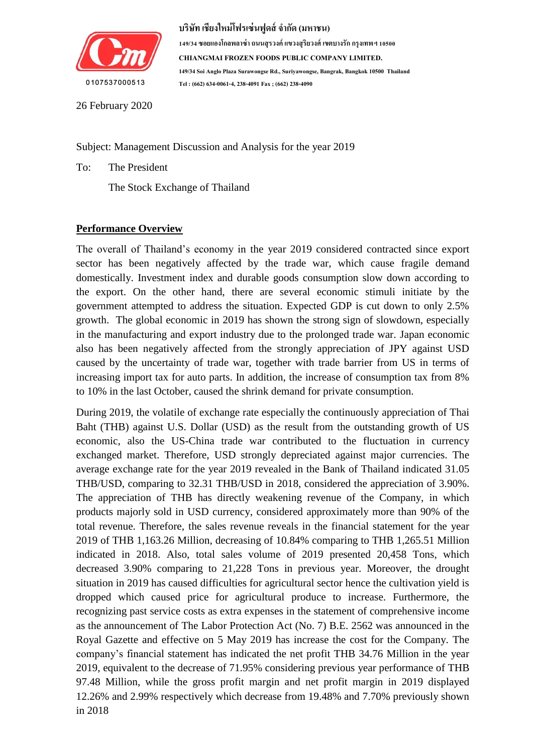บริษัท เชียงใหม่โฟรเซ่นฟูดส์ จำกัด (มหาชน)
149/34 ซอยแองโกลพลาซ่า ถนนสุรวงศ์ แขวงสุริยวงศ์ เขตบางรัก กรุงเทพฯ 10500
CHIANGMAI FROZEN FOODS PUBLIC COMPANY LIMITED.
149/34 Soi Anglo Plaza Surawongse Rd., Suriyawongse, Bangrak, Bangkok 10500 Thailand
Tel : (662) 634-0061-4, 238-4091 Fax ; (662) 238-4090

0107537000513

26 February 2020

Subject: Management Discussion and Analysis for the year 2019

To: The President

The Stock Exchange of Thailand

**Performance Overview**

The overall of Thailand's economy in the year 2019 considered contracted since export sector has been negatively affected by the trade war, which cause fragile demand domestically. Investment index and durable goods consumption slow down according to the export. On the other hand, there are several economic stimuli initiate by the government attempted to address the situation. Expected GDP is cut down to only 2.5% growth. The global economic in 2019 has shown the strong sign of slowdown, especially in the manufacturing and export industry due to the prolonged trade war. Japan economic also has been negatively affected from the strongly appreciation of JPY against USD caused by the uncertainty of trade war, together with trade barrier from US in terms of increasing import tax for auto parts. In addition, the increase of consumption tax from 8% to 10% in the last October, caused the shrink demand for private consumption.

During 2019, the volatile of exchange rate especially the continuously appreciation of Thai Baht (THB) against U.S. Dollar (USD) as the result from the outstanding growth of US economic, also the US-China trade war contributed to the fluctuation in currency exchanged market. Therefore, USD strongly depreciated against major currencies. The average exchange rate for the year 2019 revealed in the Bank of Thailand indicated 31.05 THB/USD, comparing to 32.31 THB/USD in 2018, considered the appreciation of 3.90%. The appreciation of THB has directly weakening revenue of the Company, in which products majorly sold in USD currency, considered approximately more than 90% of the total revenue. Therefore, the sales revenue reveals in the financial statement for the year 2019 of THB 1,163.26 Million, decreasing of 10.84% comparing to THB 1,265.51 Million indicated in 2018. Also, total sales volume of 2019 presented 20,458 Tons, which decreased 3.90% comparing to 21,228 Tons in previous year. Moreover, the drought situation in 2019 has caused difficulties for agricultural sector hence the cultivation yield is dropped which caused price for agricultural produce to increase. Furthermore, the recognizing past service costs as extra expenses in the statement of comprehensive income as the announcement of The Labor Protection Act (No. 7) B.E. 2562 was announced in the Royal Gazette and effective on 5 May 2019 has increase the cost for the Company. The company's financial statement has indicated the net profit THB 34.76 Million in the year 2019, equivalent to the decrease of 71.95% considering previous year performance of THB 97.48 Million, while the gross profit margin and net profit margin in 2019 displayed 12.26% and 2.99% respectively which decrease from 19.48% and 7.70% previously shown in 2018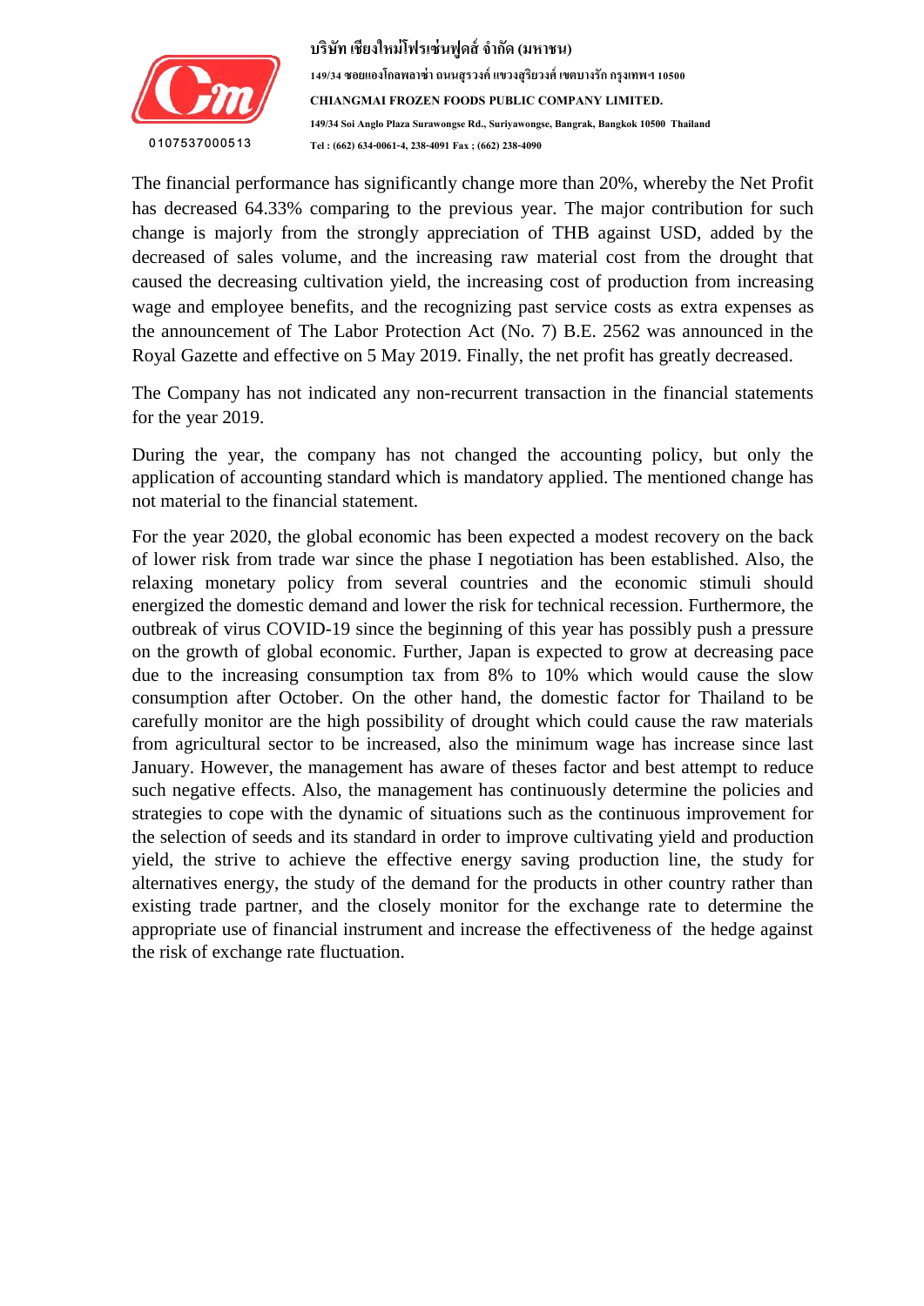The financial performance has significantly change more than 20%, whereby the Net Profit has decreased 64.33% comparing to the previous year. The major contribution for such change is majorly from the strongly appreciation of THB against USD, added by the decreased of sales volume, and the increasing raw material cost from the drought that caused the decreasing cultivation yield, the increasing cost of production from increasing wage and employee benefits, and the recognizing past service costs as extra expenses as the announcement of The Labor Protection Act (No. 7) B.E. 2562 was announced in the Royal Gazette and effective on 5 May 2019. Finally, the net profit has greatly decreased.

The Company has not indicated any non-recurrent transaction in the financial statements for the year 2019.

During the year, the company has not changed the accounting policy, but only the application of accounting standard which is mandatory applied. The mentioned change has not material to the financial statement.

For the year 2020, the global economic has been expected a modest recovery on the back of lower risk from trade war since the phase I negotiation has been established. Also, the relaxing monetary policy from several countries and the economic stimuli should energized the domestic demand and lower the risk for technical recession. Furthermore, the outbreak of virus COVID-19 since the beginning of this year has possibly push a pressure on the growth of global economic. Further, Japan is expected to grow at decreasing pace due to the increasing consumption tax from 8% to 10% which would cause the slow consumption after October. On the other hand, the domestic factor for Thailand to be carefully monitor are the high possibility of drought which could cause the raw materials from agricultural sector to be increased, also the minimum wage has increase since last January. However, the management has aware of theses factor and best attempt to reduce such negative effects. Also, the management has continuously determine the policies and strategies to cope with the dynamic of situations such as the continuous improvement for the selection of seeds and its standard in order to improve cultivating yield and production yield, the strive to achieve the effective energy saving production line, the study for alternatives energy, the study of the demand for the products in other country rather than existing trade partner, and the closely monitor for the exchange rate to determine the appropriate use of financial instrument and increase the effectiveness of the hedge against the risk of exchange rate fluctuation.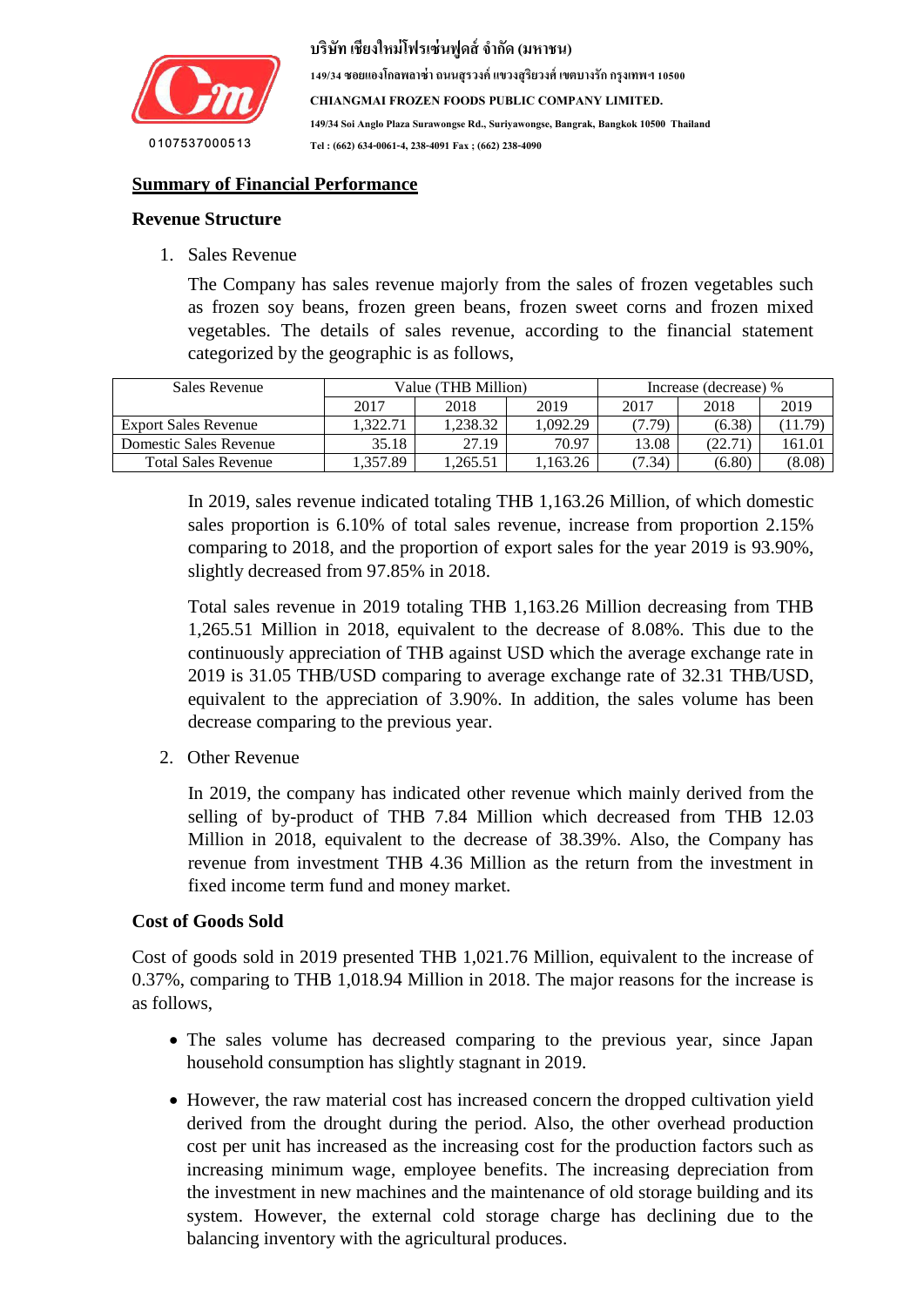## Summary of Financial Performance

### Revenue Structure

1. Sales Revenue

   The Company has sales revenue majorly from the sales of frozen vegetables such as frozen soy beans, frozen green beans, frozen sweet corns and frozen mixed vegetables. The details of sales revenue, according to the financial statement categorized by the geographic is as follows,

| Sales Revenue | Value (THB Million) | | | Increase (decrease) % | | |
|---|---|---|---|---|---|---|
| | 2017 | 2018 | 2019 | 2017 | 2018 | 2019 |
| Export Sales Revenue | 1,322.71 | 1,238.32 | 1,092.29 | (7.79) | (6.38) | (11.79) |
| Domestic Sales Revenue | 35.18 | 27.19 | 70.97 | 13.08 | (22.71) | 161.01 |
| Total Sales Revenue | 1,357.89 | 1,265.51 | 1,163.26 | (7.34) | (6.80) | (8.08) |

   In 2019, sales revenue indicated totaling THB 1,163.26 Million, of which domestic sales proportion is 6.10% of total sales revenue, increase from proportion 2.15% comparing to 2018, and the proportion of export sales for the year 2019 is 93.90%, slightly decreased from 97.85% in 2018.

   Total sales revenue in 2019 totaling THB 1,163.26 Million decreasing from THB 1,265.51 Million in 2018, equivalent to the decrease of 8.08%. This due to the continuously appreciation of THB against USD which the average exchange rate in 2019 is 31.05 THB/USD comparing to average exchange rate of 32.31 THB/USD, equivalent to the appreciation of 3.90%. In addition, the sales volume has been decrease comparing to the previous year.

2. Other Revenue

   In 2019, the company has indicated other revenue which mainly derived from the selling of by-product of THB 7.84 Million which decreased from THB 12.03 Million in 2018, equivalent to the decrease of 38.39%. Also, the Company has revenue from investment THB 4.36 Million as the return from the investment in fixed income term fund and money market.

### Cost of Goods Sold

Cost of goods sold in 2019 presented THB 1,021.76 Million, equivalent to the increase of 0.37%, comparing to THB 1,018.94 Million in 2018. The major reasons for the increase is as follows,

- The sales volume has decreased comparing to the previous year, since Japan household consumption has slightly stagnant in 2019.
- However, the raw material cost has increased concern the dropped cultivation yield derived from the drought during the period. Also, the other overhead production cost per unit has increased as the increasing cost for the production factors such as increasing minimum wage, employee benefits. The increasing depreciation from the investment in new machines and the maintenance of old storage building and its system. However, the external cold storage charge has declining due to the balancing inventory with the agricultural produces.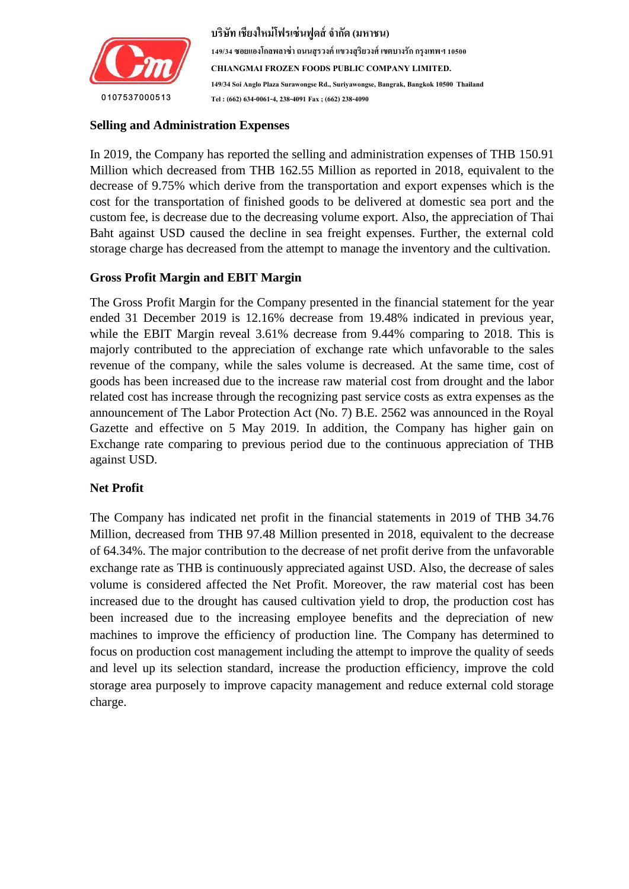## Selling and Administration Expenses

In 2019, the Company has reported the selling and administration expenses of THB 150.91 Million which decreased from THB 162.55 Million as reported in 2018, equivalent to the decrease of 9.75% which derive from the transportation and export expenses which is the cost for the transportation of finished goods to be delivered at domestic sea port and the custom fee, is decrease due to the decreasing volume export. Also, the appreciation of Thai Baht against USD caused the decline in sea freight expenses. Further, the external cold storage charge has decreased from the attempt to manage the inventory and the cultivation.

## Gross Profit Margin and EBIT Margin

The Gross Profit Margin for the Company presented in the financial statement for the year ended 31 December 2019 is 12.16% decrease from 19.48% indicated in previous year, while the EBIT Margin reveal 3.61% decrease from 9.44% comparing to 2018. This is majorly contributed to the appreciation of exchange rate which unfavorable to the sales revenue of the company, while the sales volume is decreased. At the same time, cost of goods has been increased due to the increase raw material cost from drought and the labor related cost has increase through the recognizing past service costs as extra expenses as the announcement of The Labor Protection Act (No. 7) B.E. 2562 was announced in the Royal Gazette and effective on 5 May 2019. In addition, the Company has higher gain on Exchange rate comparing to previous period due to the continuous appreciation of THB against USD.

## Net Profit

The Company has indicated net profit in the financial statements in 2019 of THB 34.76 Million, decreased from THB 97.48 Million presented in 2018, equivalent to the decrease of 64.34%. The major contribution to the decrease of net profit derive from the unfavorable exchange rate as THB is continuously appreciated against USD. Also, the decrease of sales volume is considered affected the Net Profit. Moreover, the raw material cost has been increased due to the drought has caused cultivation yield to drop, the production cost has been increased due to the increasing employee benefits and the depreciation of new machines to improve the efficiency of production line. The Company has determined to focus on production cost management including the attempt to improve the quality of seeds and level up its selection standard, increase the production efficiency, improve the cold storage area purposely to improve capacity management and reduce external cold storage charge.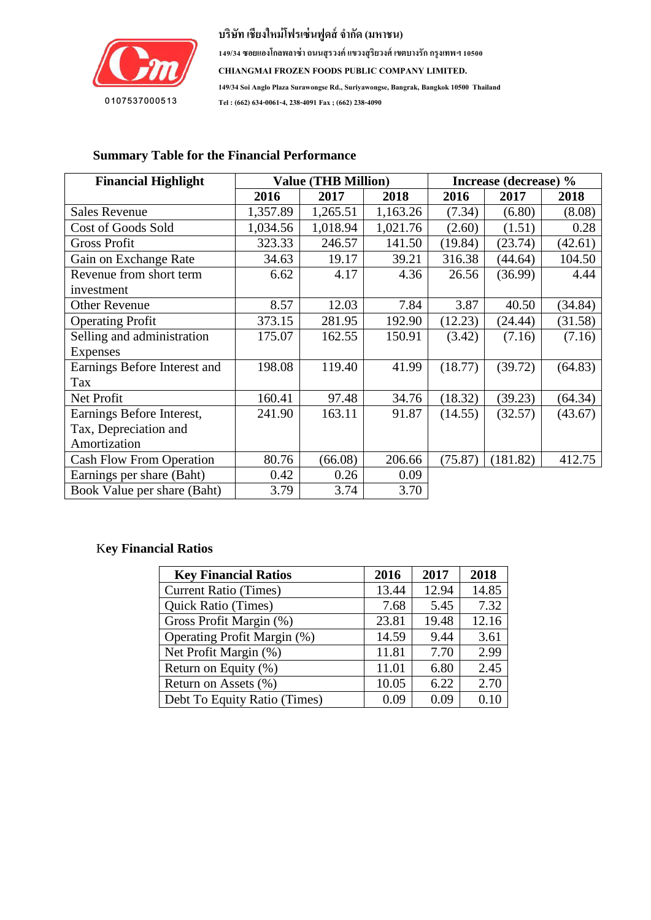บริษัท เชียงใหม่โฟรเซ่นฟูดส์ จำกัด (มหาชน)

149/34 ซอยแองโกลพลาซ่า ถนนสุรวงศ์ แขวงสุริยวงศ์ เขตบางรัก กรุงเทพฯ 10500

CHIANGMAI FROZEN FOODS PUBLIC COMPANY LIMITED.

149/34 Soi Anglo Plaza Surawongse Rd., Suriyawongse, Bangrak, Bangkok 10500 Thailand

Tel : (662) 634-0061-4, 238-4091 Fax ; (662) 238-4090

0107537000513

## Summary Table for the Financial Performance

| Financial Highlight | Value (THB Million) | | | Increase (decrease) % | | |
|---|---|---|---|---|---|---|
| | 2016 | 2017 | 2018 | 2016 | 2017 | 2018 |
| Sales Revenue | 1,357.89 | 1,265.51 | 1,163.26 | (7.34) | (6.80) | (8.08) |
| Cost of Goods Sold | 1,034.56 | 1,018.94 | 1,021.76 | (2.60) | (1.51) | 0.28 |
| Gross Profit | 323.33 | 246.57 | 141.50 | (19.84) | (23.74) | (42.61) |
| Gain on Exchange Rate | 34.63 | 19.17 | 39.21 | 316.38 | (44.64) | 104.50 |
| Revenue from short term investment | 6.62 | 4.17 | 4.36 | 26.56 | (36.99) | 4.44 |
| Other Revenue | 8.57 | 12.03 | 7.84 | 3.87 | 40.50 | (34.84) |
| Operating Profit | 373.15 | 281.95 | 192.90 | (12.23) | (24.44) | (31.58) |
| Selling and administration Expenses | 175.07 | 162.55 | 150.91 | (3.42) | (7.16) | (7.16) |
| Earnings Before Interest and Tax | 198.08 | 119.40 | 41.99 | (18.77) | (39.72) | (64.83) |
| Net Profit | 160.41 | 97.48 | 34.76 | (18.32) | (39.23) | (64.34) |
| Earnings Before Interest, Tax, Depreciation and Amortization | 241.90 | 163.11 | 91.87 | (14.55) | (32.57) | (43.67) |
| Cash Flow From Operation | 80.76 | (66.08) | 206.66 | (75.87) | (181.82) | 412.75 |
| Earnings per share (Baht) | 0.42 | 0.26 | 0.09 | | | |
| Book Value per share (Baht) | 3.79 | 3.74 | 3.70 | | | |

## Key Financial Ratios

| Key Financial Ratios | 2016 | 2017 | 2018 |
|---|---|---|---|
| Current Ratio (Times) | 13.44 | 12.94 | 14.85 |
| Quick Ratio (Times) | 7.68 | 5.45 | 7.32 |
| Gross Profit Margin (%) | 23.81 | 19.48 | 12.16 |
| Operating Profit Margin (%) | 14.59 | 9.44 | 3.61 |
| Net Profit Margin (%) | 11.81 | 7.70 | 2.99 |
| Return on Equity (%) | 11.01 | 6.80 | 2.45 |
| Return on Assets (%) | 10.05 | 6.22 | 2.70 |
| Debt To Equity Ratio (Times) | 0.09 | 0.09 | 0.10 |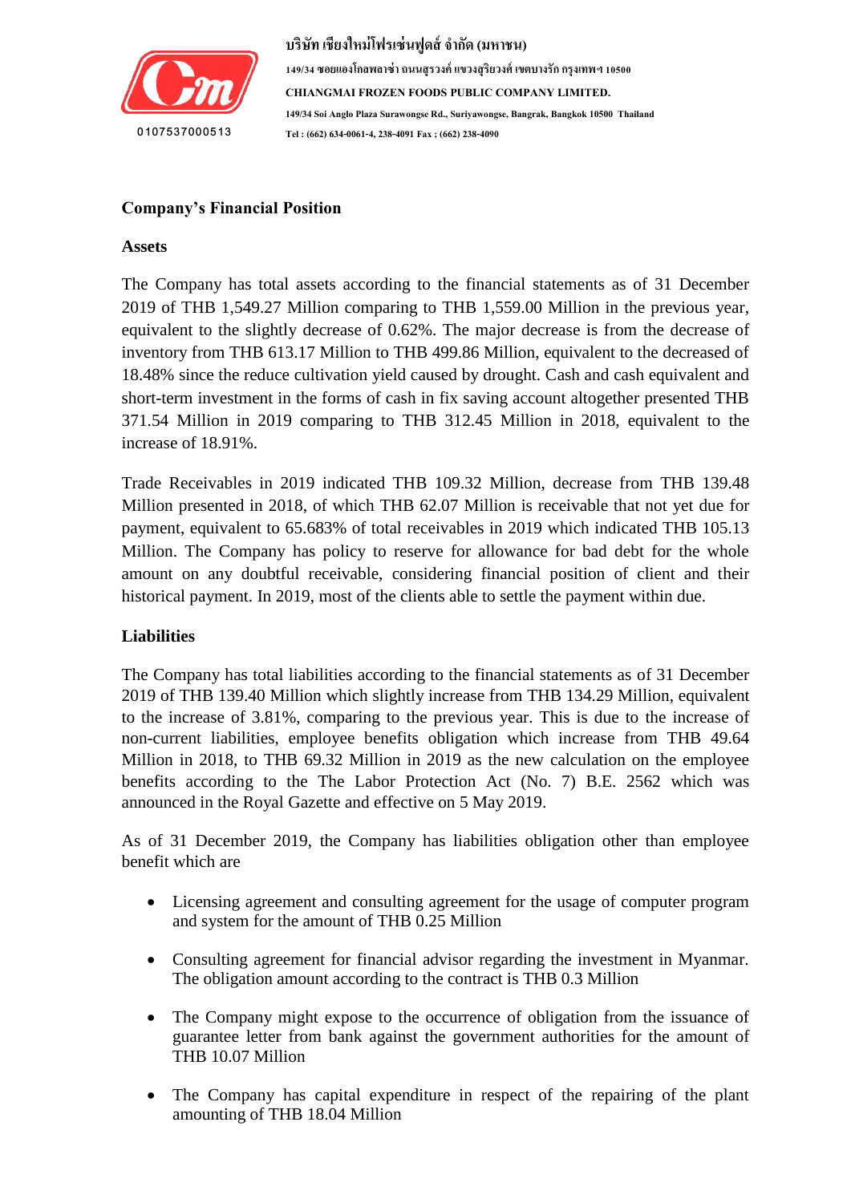## Company's Financial Position

### Assets

The Company has total assets according to the financial statements as of 31 December 2019 of THB 1,549.27 Million comparing to THB 1,559.00 Million in the previous year, equivalent to the slightly decrease of 0.62%. The major decrease is from the decrease of inventory from THB 613.17 Million to THB 499.86 Million, equivalent to the decreased of 18.48% since the reduce cultivation yield caused by drought. Cash and cash equivalent and short-term investment in the forms of cash in fix saving account altogether presented THB 371.54 Million in 2019 comparing to THB 312.45 Million in 2018, equivalent to the increase of 18.91%.

Trade Receivables in 2019 indicated THB 109.32 Million, decrease from THB 139.48 Million presented in 2018, of which THB 62.07 Million is receivable that not yet due for payment, equivalent to 65.683% of total receivables in 2019 which indicated THB 105.13 Million. The Company has policy to reserve for allowance for bad debt for the whole amount on any doubtful receivable, considering financial position of client and their historical payment. In 2019, most of the clients able to settle the payment within due.

### Liabilities

The Company has total liabilities according to the financial statements as of 31 December 2019 of THB 139.40 Million which slightly increase from THB 134.29 Million, equivalent to the increase of 3.81%, comparing to the previous year. This is due to the increase of non-current liabilities, employee benefits obligation which increase from THB 49.64 Million in 2018, to THB 69.32 Million in 2019 as the new calculation on the employee benefits according to the The Labor Protection Act (No. 7) B.E. 2562 which was announced in the Royal Gazette and effective on 5 May 2019.

As of 31 December 2019, the Company has liabilities obligation other than employee benefit which are

- Licensing agreement and consulting agreement for the usage of computer program and system for the amount of THB 0.25 Million
- Consulting agreement for financial advisor regarding the investment in Myanmar. The obligation amount according to the contract is THB 0.3 Million
- The Company might expose to the occurrence of obligation from the issuance of guarantee letter from bank against the government authorities for the amount of THB 10.07 Million
- The Company has capital expenditure in respect of the repairing of the plant amounting of THB 18.04 Million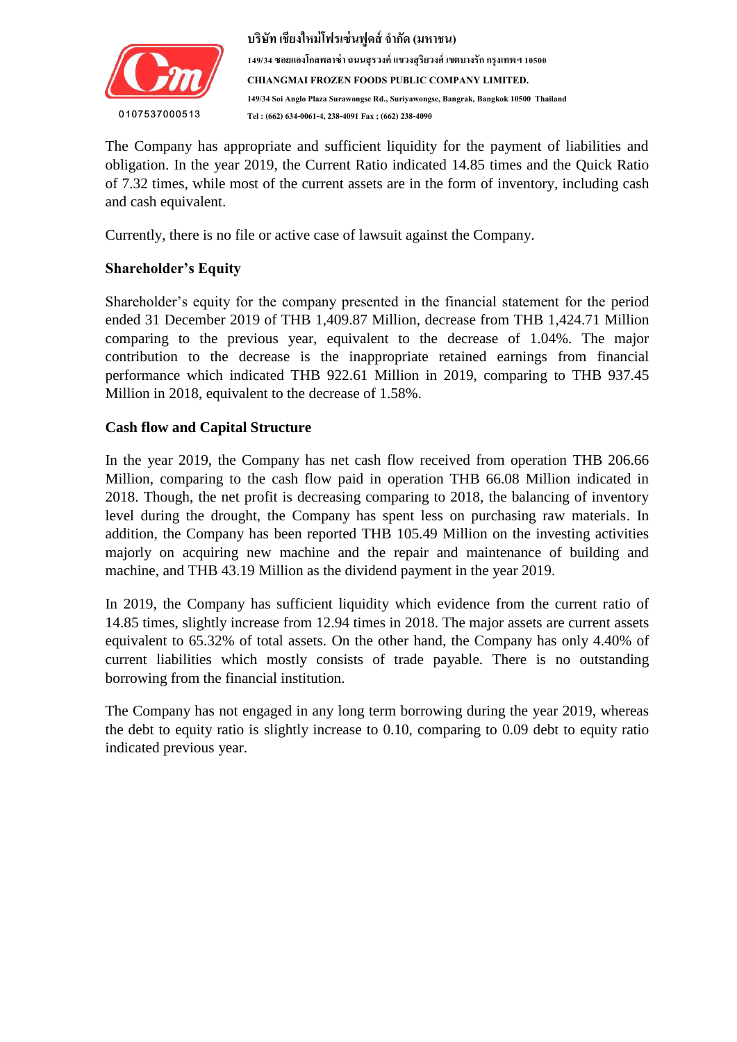The Company has appropriate and sufficient liquidity for the payment of liabilities and obligation. In the year 2019, the Current Ratio indicated 14.85 times and the Quick Ratio of 7.32 times, while most of the current assets are in the form of inventory, including cash and cash equivalent.

Currently, there is no file or active case of lawsuit against the Company.

**Shareholder's Equity**

Shareholder's equity for the company presented in the financial statement for the period ended 31 December 2019 of THB 1,409.87 Million, decrease from THB 1,424.71 Million comparing to the previous year, equivalent to the decrease of 1.04%. The major contribution to the decrease is the inappropriate retained earnings from financial performance which indicated THB 922.61 Million in 2019, comparing to THB 937.45 Million in 2018, equivalent to the decrease of 1.58%.

**Cash flow and Capital Structure**

In the year 2019, the Company has net cash flow received from operation THB 206.66 Million, comparing to the cash flow paid in operation THB 66.08 Million indicated in 2018. Though, the net profit is decreasing comparing to 2018, the balancing of inventory level during the drought, the Company has spent less on purchasing raw materials. In addition, the Company has been reported THB 105.49 Million on the investing activities majorly on acquiring new machine and the repair and maintenance of building and machine, and THB 43.19 Million as the dividend payment in the year 2019.

In 2019, the Company has sufficient liquidity which evidence from the current ratio of 14.85 times, slightly increase from 12.94 times in 2018. The major assets are current assets equivalent to 65.32% of total assets. On the other hand, the Company has only 4.40% of current liabilities which mostly consists of trade payable. There is no outstanding borrowing from the financial institution.

The Company has not engaged in any long term borrowing during the year 2019, whereas the debt to equity ratio is slightly increase to 0.10, comparing to 0.09 debt to equity ratio indicated previous year.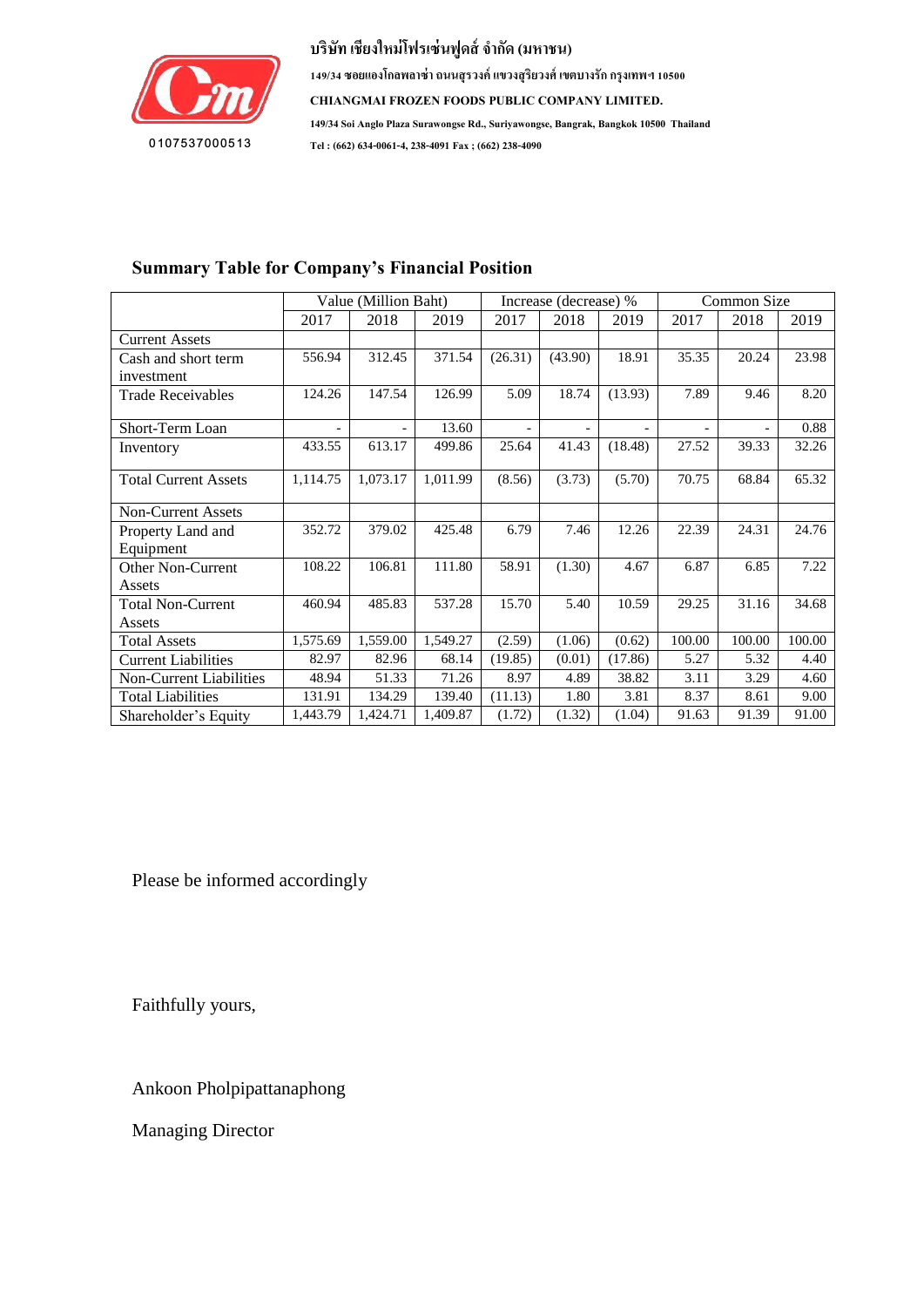บริษัท เชียงใหม่โฟรเซ่นฟูดส์ จำกัด (มหาชน)

149/34 ซอยแองโกลพลาซ่า ถนนสุรวงศ์ แขวงสุริยวงศ์ เขตบางรัก กรุงเทพฯ 10500

CHIANGMAI FROZEN FOODS PUBLIC COMPANY LIMITED.

149/34 Soi Anglo Plaza Surawongse Rd., Suriyawongse, Bangrak, Bangkok 10500 Thailand

Tel : (662) 634-0061-4, 238-4091 Fax ; (662) 238-4090

0107537000513

## Summary Table for Company's Financial Position

| | Value (Million Baht) | | | Increase (decrease) % | | | Common Size | | |
|---|---|---|---|---|---|---|---|---|---|
| | 2017 | 2018 | 2019 | 2017 | 2018 | 2019 | 2017 | 2018 | 2019 |
| Current Assets | | | | | | | | | |
| Cash and short term investment | 556.94 | 312.45 | 371.54 | (26.31) | (43.90) | 18.91 | 35.35 | 20.24 | 23.98 |
| Trade Receivables | 124.26 | 147.54 | 126.99 | 5.09 | 18.74 | (13.93) | 7.89 | 9.46 | 8.20 |
| Short-Term Loan | - | - | 13.60 | - | - | - | - | - | 0.88 |
| Inventory | 433.55 | 613.17 | 499.86 | 25.64 | 41.43 | (18.48) | 27.52 | 39.33 | 32.26 |
| Total Current Assets | 1,114.75 | 1,073.17 | 1,011.99 | (8.56) | (3.73) | (5.70) | 70.75 | 68.84 | 65.32 |
| Non-Current Assets | | | | | | | | | |
| Property Land and Equipment | 352.72 | 379.02 | 425.48 | 6.79 | 7.46 | 12.26 | 22.39 | 24.31 | 24.76 |
| Other Non-Current Assets | 108.22 | 106.81 | 111.80 | 58.91 | (1.30) | 4.67 | 6.87 | 6.85 | 7.22 |
| Total Non-Current Assets | 460.94 | 485.83 | 537.28 | 15.70 | 5.40 | 10.59 | 29.25 | 31.16 | 34.68 |
| Total Assets | 1,575.69 | 1,559.00 | 1,549.27 | (2.59) | (1.06) | (0.62) | 100.00 | 100.00 | 100.00 |
| Current Liabilities | 82.97 | 82.96 | 68.14 | (19.85) | (0.01) | (17.86) | 5.27 | 5.32 | 4.40 |
| Non-Current Liabilities | 48.94 | 51.33 | 71.26 | 8.97 | 4.89 | 38.82 | 3.11 | 3.29 | 4.60 |
| Total Liabilities | 131.91 | 134.29 | 139.40 | (11.13) | 1.80 | 3.81 | 8.37 | 8.61 | 9.00 |
| Shareholder's Equity | 1,443.79 | 1,424.71 | 1,409.87 | (1.72) | (1.32) | (1.04) | 91.63 | 91.39 | 91.00 |

Please be informed accordingly

Faithfully yours,

Ankoon Pholpipattanaphong

Managing Director